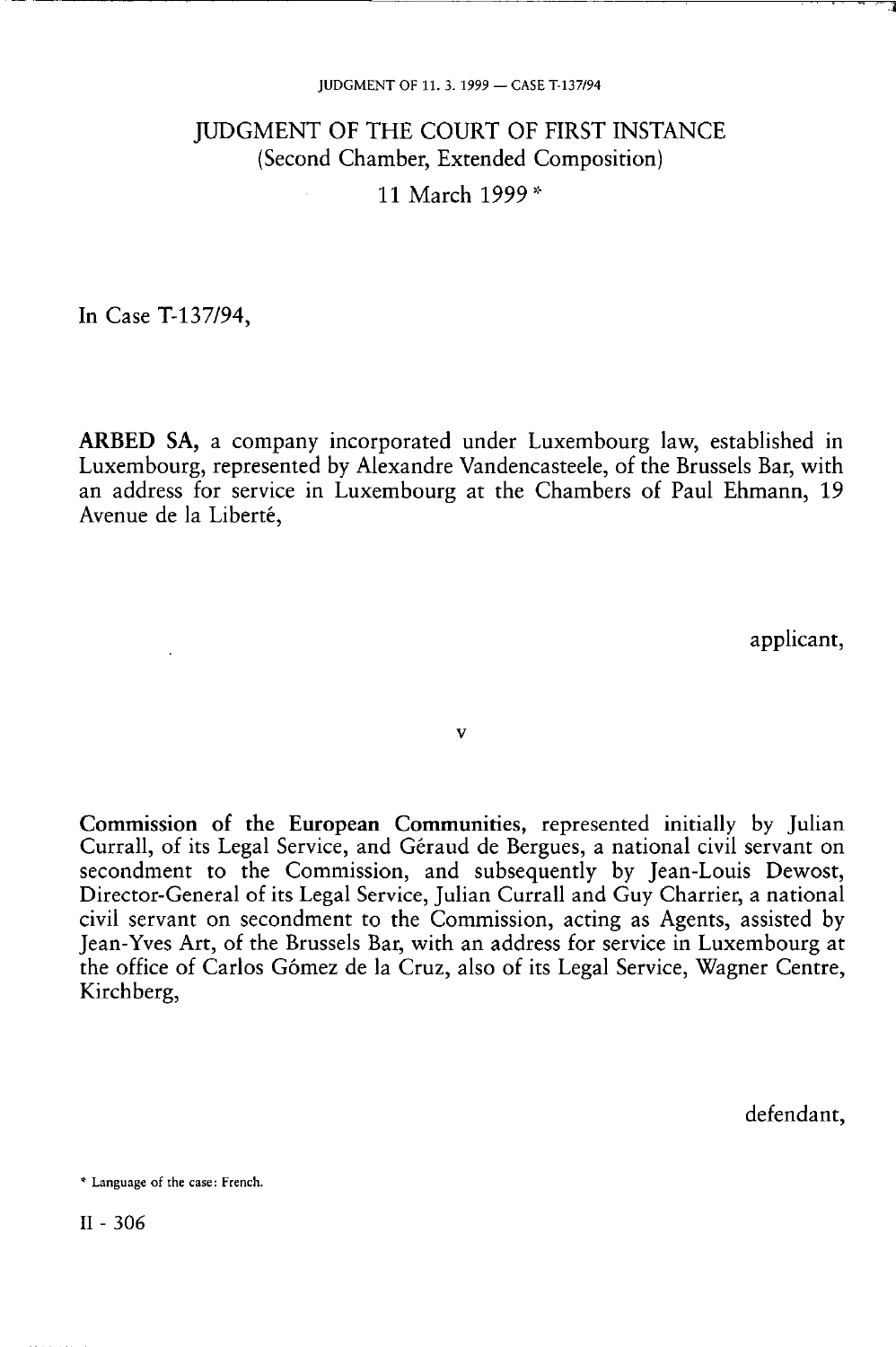# JUDGMENT OF THE COURT OF FIRST INSTANCE
(Second Chamber, Extended Composition)

11 March 1999 *

In Case T-137/94,

**ARBED SA,** a company incorporated under Luxembourg law, established in Luxembourg, represented by Alexandre Vandencasteele, of the Brussels Bar, with an address for service in Luxembourg at the Chambers of Paul Ehmann, 19 Avenue de la Liberté,

applicant,

v

**Commission of the European Communities**, represented initially by Julian Currall, of its Legal Service, and Géraud de Bergues, a national civil servant on secondment to the Commission, and subsequently by Jean-Louis Dewost, Director-General of its Legal Service, Julian Currall and Guy Charrier, a national civil servant on secondment to the Commission, acting as Agents, assisted by Jean-Yves Art, of the Brussels Bar, with an address for service in Luxembourg at the office of Carlos Gómez de la Cruz, also of its Legal Service, Wagner Centre, Kirchberg,

defendant,

\* Language of the case: French.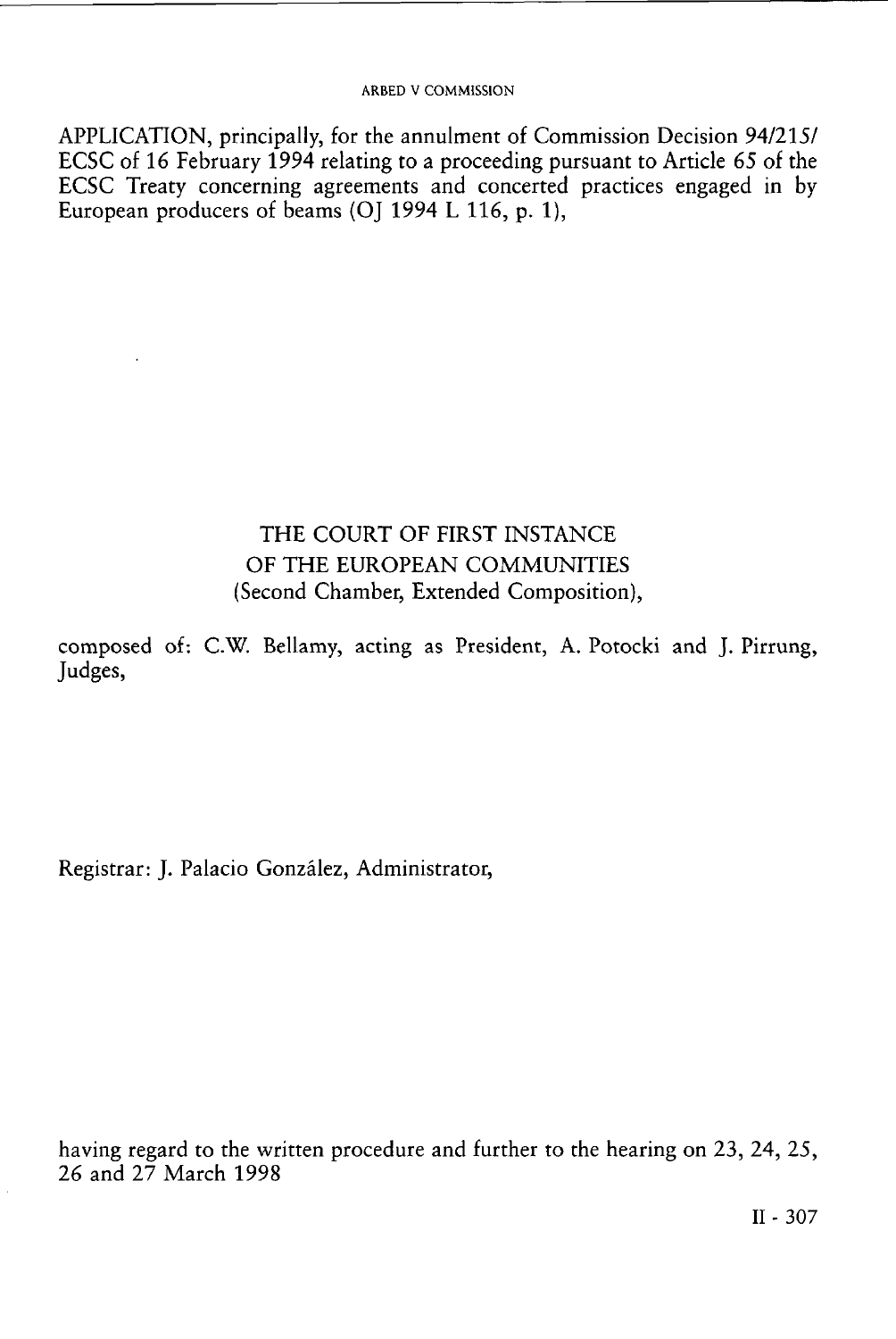APPLICATION, principally, for the annulment of Commission Decision 94/215/ ECSC of 16 February 1994 relating to a proceeding pursuant to Article 65 of the ECSC Treaty concerning agreements and concerted practices engaged in by European producers of beams (OJ 1994 L 116, p. 1),

THE COURT OF FIRST INSTANCE
OF THE EUROPEAN COMMUNITIES
(Second Chamber, Extended Composition),

composed of: C.W. Bellamy, acting as President, A. Potocki and J. Pirrung, Judges,

Registrar: J. Palacio González, Administrator,

having regard to the written procedure and further to the hearing on 23, 24, 25, 26 and 27 March 1998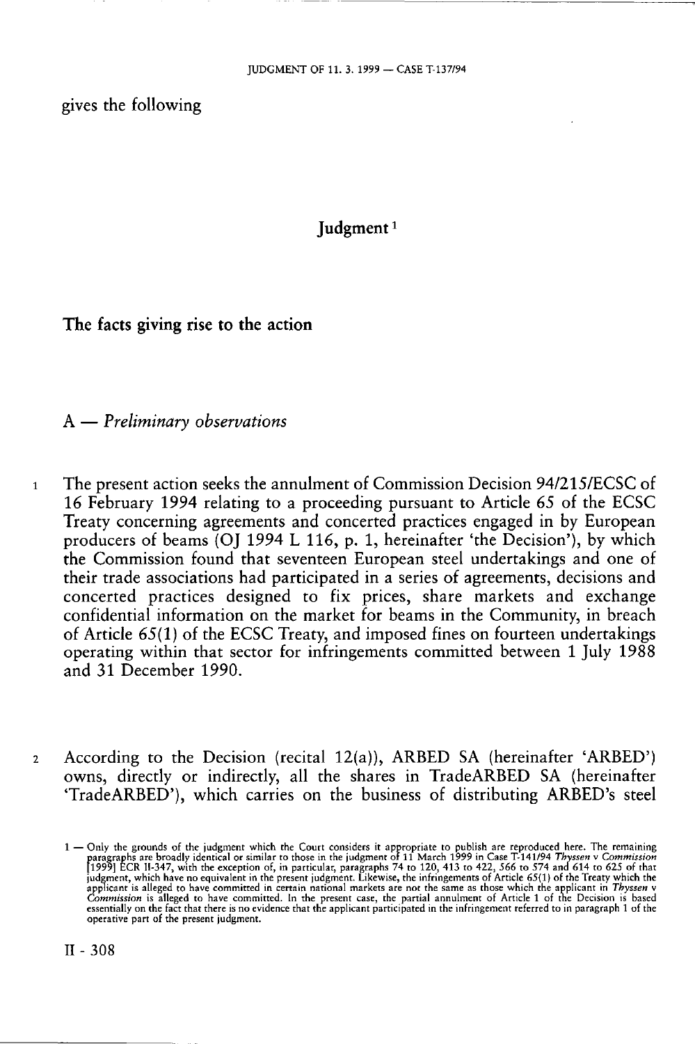gives the following

# Judgment [1]

## The facts giving rise to the action

### A — *Preliminary observations*

1 The present action seeks the annulment of Commission Decision 94/215/ECSC of 16 February 1994 relating to a proceeding pursuant to Article 65 of the ECSC Treaty concerning agreements and concerted practices engaged in by European producers of beams (OJ 1994 L 116, p. 1, hereinafter 'the Decision'), by which the Commission found that seventeen European steel undertakings and one of their trade associations had participated in a series of agreements, decisions and concerted practices designed to fix prices, share markets and exchange confidential information on the market for beams in the Community, in breach of Article 65(1) of the ECSC Treaty, and imposed fines on fourteen undertakings operating within that sector for infringements committed between 1 July 1988 and 31 December 1990.

2 According to the Decision (recital 12(a)), ARBED SA (hereinafter 'ARBED') owns, directly or indirectly, all the shares in TradeARBED SA (hereinafter 'TradeARBED'), which carries on the business of distributing ARBED's steel

1 — Only the grounds of the judgment which the Court considers it appropriate to publish are reproduced here. The remaining paragraphs are broadly identical or similar to those in the judgment of 11 March 1999 in Case T-141/94 *Thyssen* v *Commission* [1999] ECR II-347, with the exception of, in particular, paragraphs 74 to 120, 413 to 422, 566 to 574 and 614 to 625 of that judgment, which have no equivalent in the present judgment. Likewise, the infringements of Article 65(1) of the Treaty which the applicant is alleged to have committed in certain national markets are not the same as those which the applicant in *Thyssen* v *Commission* is alleged to have committed. In the present case, the partial annulment of Article 1 of the Decision is based essentially on the fact that there is no evidence that the applicant participated in the infringement referred to in paragraph 1 of the operative part of the present judgment.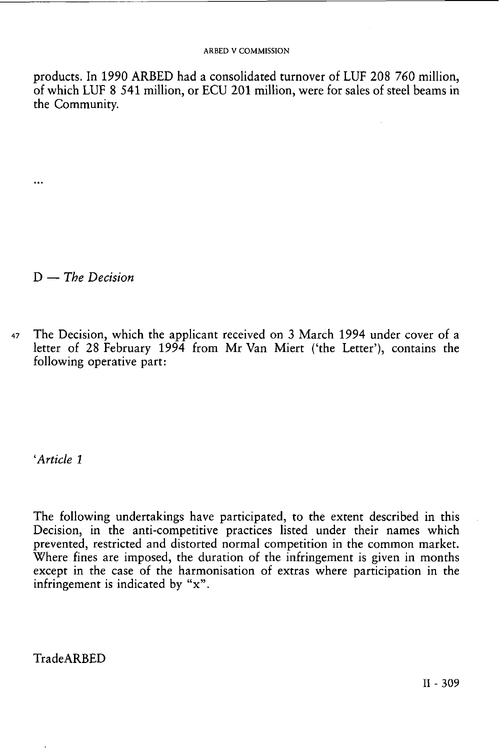products. In 1990 ARBED had a consolidated turnover of LUF 208 760 million, of which LUF 8 541 million, or ECU 201 million, were for sales of steel beams in the Community.

...

D — *The Decision*

47 The Decision, which the applicant received on 3 March 1994 under cover of a letter of 28 February 1994 from Mr Van Miert ('the Letter'), contains the following operative part:

'*Article 1*

The following undertakings have participated, to the extent described in this Decision, in the anti-competitive practices listed under their names which prevented, restricted and distorted normal competition in the common market. Where fines are imposed, the duration of the infringement is given in months except in the case of the harmonisation of extras where participation in the infringement is indicated by "x".

TradeARBED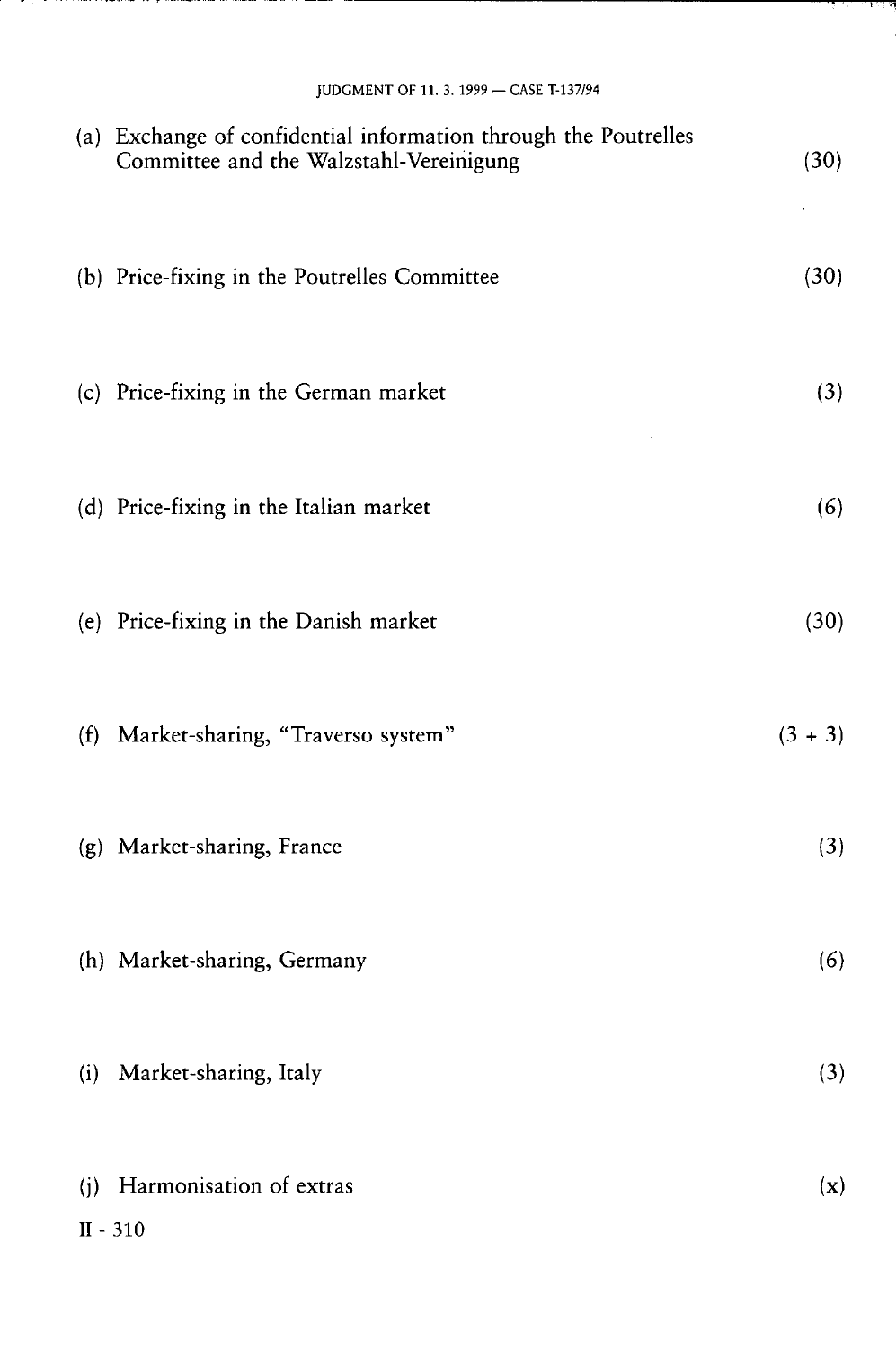(a) Exchange of confidential information through the Poutrelles Committee and the Walzstahl-Vereinigung (30)

(b) Price-fixing in the Poutrelles Committee (30)

(c) Price-fixing in the German market (3)

(d) Price-fixing in the Italian market (6)

(e) Price-fixing in the Danish market (30)

(f) Market-sharing, "Traverso system" (3 + 3)

(g) Market-sharing, France (3)

(h) Market-sharing, Germany (6)

(i) Market-sharing, Italy (3)

(j) Harmonisation of extras (x)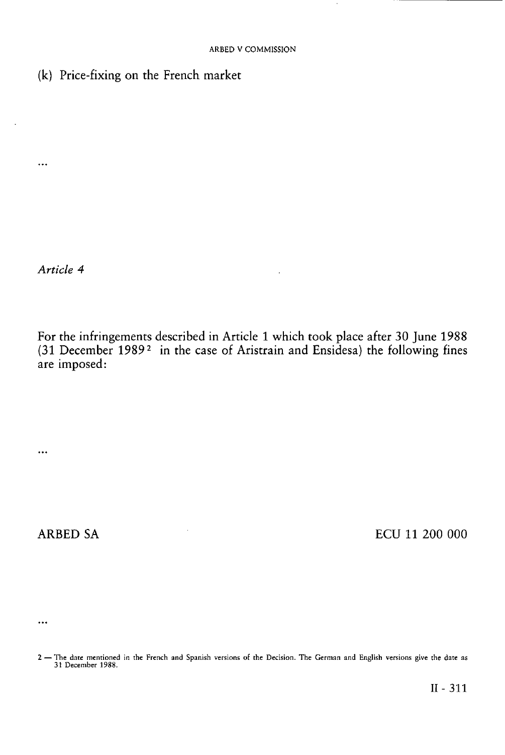(k) Price-fixing on the French market

...

*Article 4*

For the infringements described in Article 1 which took place after 30 June 1988 (31 December 1989 [2] in the case of Aristrain and Ensidesa) the following fines are imposed:

...

ARBED SA ECU 11 200 000

...

2 — The date mentioned in the French and Spanish versions of the Decision. The German and English versions give the date as 31 December 1988.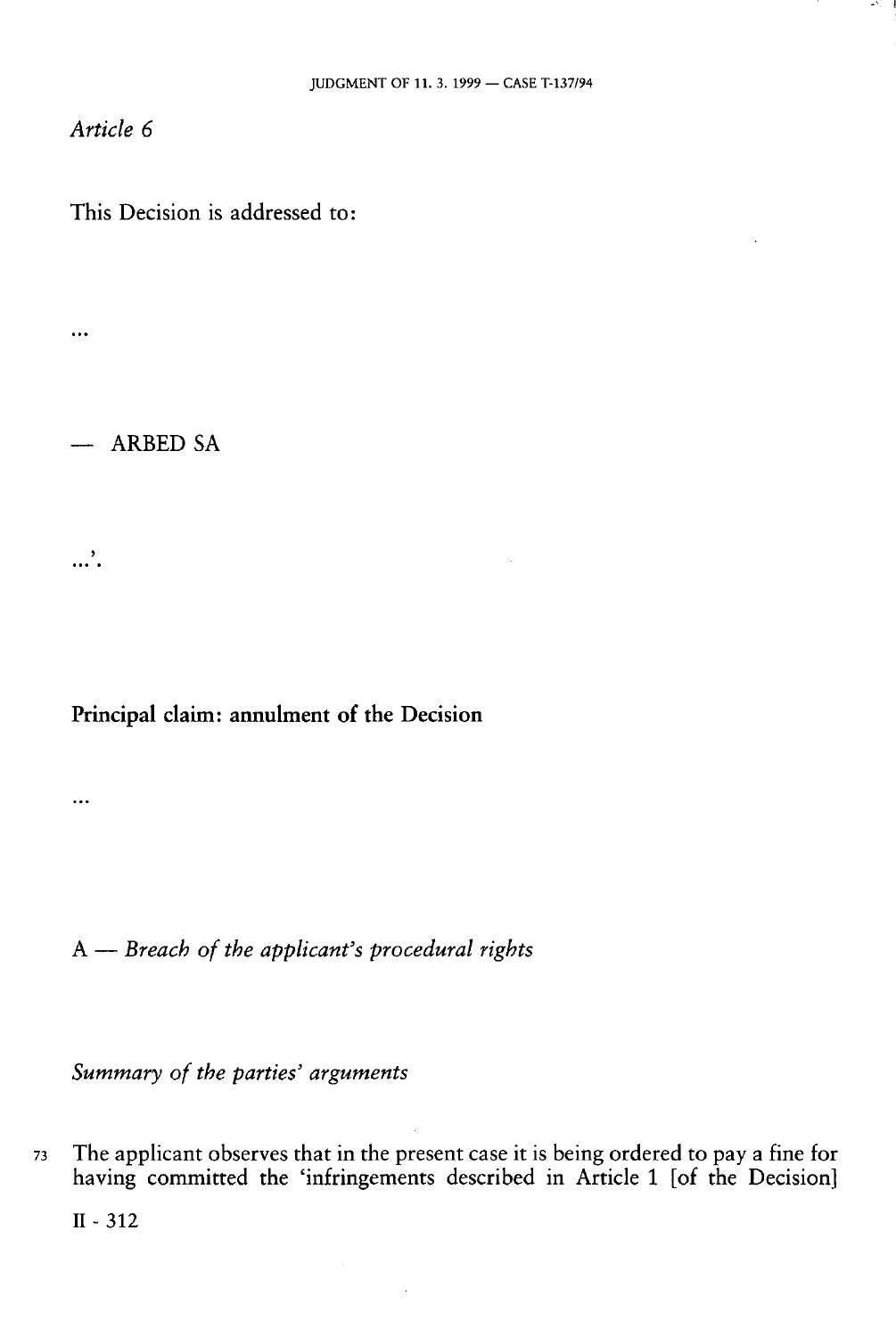*Article 6*

This Decision is addressed to:

...

— ARBED SA

...'.

**Principal claim: annulment of the Decision**

...

A — *Breach of the applicant's procedural rights*

*Summary of the parties' arguments*

73 The applicant observes that in the present case it is being ordered to pay a fine for having committed the 'infringements described in Article 1 [of the Decision]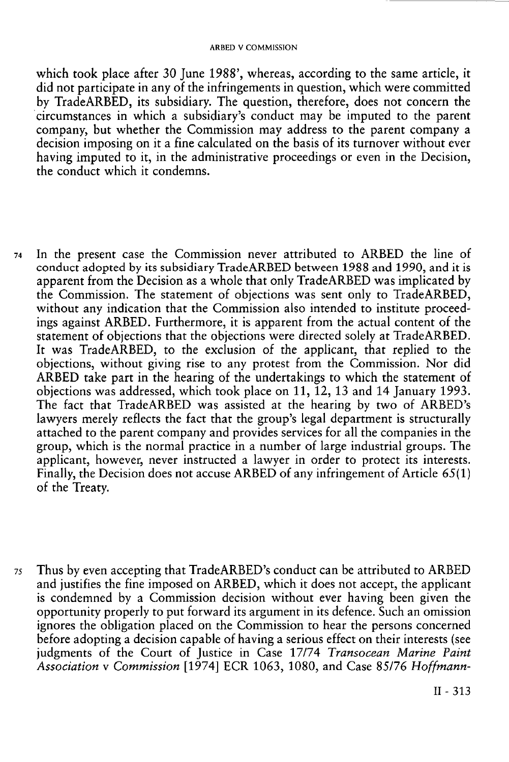which took place after 30 June 1988', whereas, according to the same article, it did not participate in any of the infringements in question, which were committed by TradeARBED, its subsidiary. The question, therefore, does not concern the circumstances in which a subsidiary's conduct may be imputed to the parent company, but whether the Commission may address to the parent company a decision imposing on it a fine calculated on the basis of its turnover without ever having imputed to it, in the administrative proceedings or even in the Decision, the conduct which it condemns.

74 In the present case the Commission never attributed to ARBED the line of conduct adopted by its subsidiary TradeARBED between 1988 and 1990, and it is apparent from the Decision as a whole that only TradeARBED was implicated by the Commission. The statement of objections was sent only to TradeARBED, without any indication that the Commission also intended to institute proceedings against ARBED. Furthermore, it is apparent from the actual content of the statement of objections that the objections were directed solely at TradeARBED. It was TradeARBED, to the exclusion of the applicant, that replied to the objections, without giving rise to any protest from the Commission. Nor did ARBED take part in the hearing of the undertakings to which the statement of objections was addressed, which took place on 11, 12, 13 and 14 January 1993. The fact that TradeARBED was assisted at the hearing by two of ARBED's lawyers merely reflects the fact that the group's legal department is structurally attached to the parent company and provides services for all the companies in the group, which is the normal practice in a number of large industrial groups. The applicant, however, never instructed a lawyer in order to protect its interests. Finally, the Decision does not accuse ARBED of any infringement of Article 65(1) of the Treaty.

75 Thus by even accepting that TradeARBED's conduct can be attributed to ARBED and justifies the fine imposed on ARBED, which it does not accept, the applicant is condemned by a Commission decision without ever having been given the opportunity properly to put forward its argument in its defence. Such an omission ignores the obligation placed on the Commission to hear the persons concerned before adopting a decision capable of having a serious effect on their interests (see judgments of the Court of Justice in Case 17/74 *Transocean Marine Paint Association* v *Commission* [1974] ECR 1063, 1080, and Case 85/76 *Hoffmann-*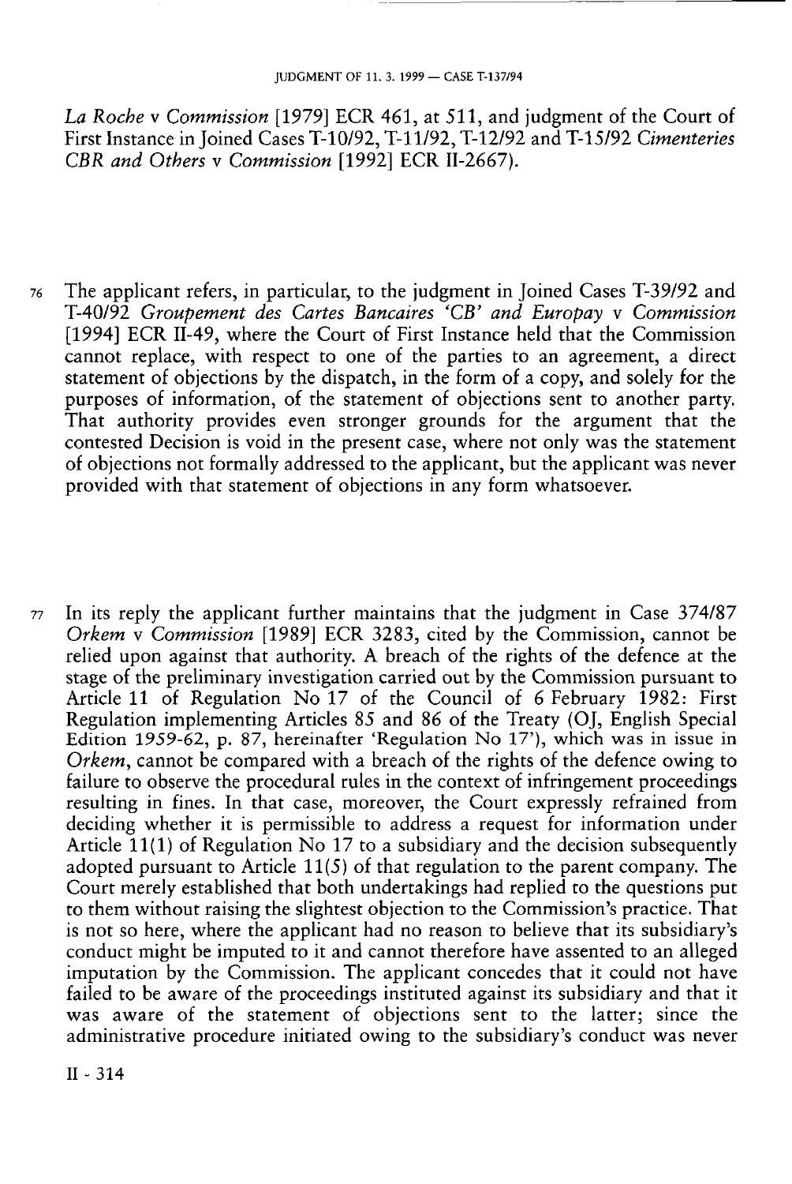*La Roche* v *Commission* [1979] ECR 461, at 511, and judgment of the Court of First Instance in Joined Cases T-10/92, T-11/92, T-12/92 and T-15/92 *Cimenteries CBR and Others* v *Commission* [1992] ECR II-2667).

76 The applicant refers, in particular, to the judgment in Joined Cases T-39/92 and T-40/92 *Groupement des Cartes Bancaires 'CB' and Europay* v *Commission* [1994] ECR II-49, where the Court of First Instance held that the Commission cannot replace, with respect to one of the parties to an agreement, a direct statement of objections by the dispatch, in the form of a copy, and solely for the purposes of information, of the statement of objections sent to another party. That authority provides even stronger grounds for the argument that the contested Decision is void in the present case, where not only was the statement of objections not formally addressed to the applicant, but the applicant was never provided with that statement of objections in any form whatsoever.

77 In its reply the applicant further maintains that the judgment in Case 374/87 *Orkem* v *Commission* [1989] ECR 3283, cited by the Commission, cannot be relied upon against that authority. A breach of the rights of the defence at the stage of the preliminary investigation carried out by the Commission pursuant to Article 11 of Regulation No 17 of the Council of 6 February 1982: First Regulation implementing Articles 85 and 86 of the Treaty (OJ, English Special Edition 1959-62, p. 87, hereinafter 'Regulation No 17'), which was in issue in *Orkem*, cannot be compared with a breach of the rights of the defence owing to failure to observe the procedural rules in the context of infringement proceedings resulting in fines. In that case, moreover, the Court expressly refrained from deciding whether it is permissible to address a request for information under Article 11(1) of Regulation No 17 to a subsidiary and the decision subsequently adopted pursuant to Article 11(5) of that regulation to the parent company. The Court merely established that both undertakings had replied to the questions put to them without raising the slightest objection to the Commission's practice. That is not so here, where the applicant had no reason to believe that its subsidiary's conduct might be imputed to it and cannot therefore have assented to an alleged imputation by the Commission. The applicant concedes that it could not have failed to be aware of the proceedings instituted against its subsidiary and that it was aware of the statement of objections sent to the latter; since the administrative procedure initiated owing to the subsidiary's conduct was never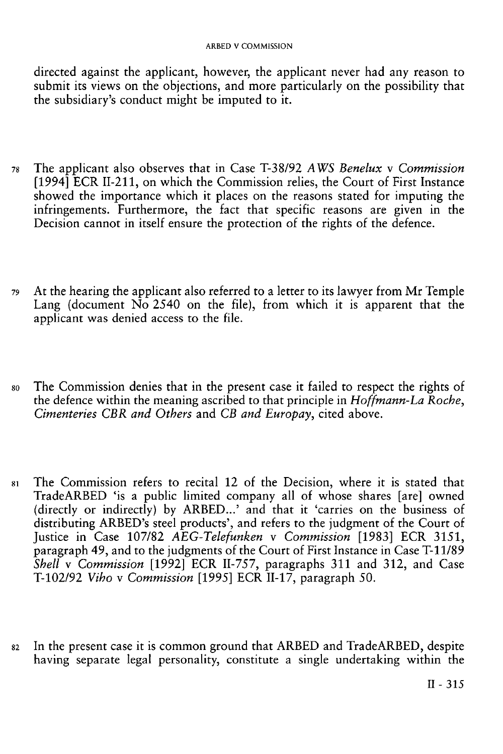directed against the applicant, however, the applicant never had any reason to submit its views on the objections, and more particularly on the possibility that the subsidiary's conduct might be imputed to it.

78 The applicant also observes that in Case T-38/92 *AWS Benelux* v *Commission* [1994] ECR II-211, on which the Commission relies, the Court of First Instance showed the importance which it places on the reasons stated for imputing the infringements. Furthermore, the fact that specific reasons are given in the Decision cannot in itself ensure the protection of the rights of the defence.

79 At the hearing the applicant also referred to a letter to its lawyer from Mr Temple Lang (document No 2540 on the file), from which it is apparent that the applicant was denied access to the file.

80 The Commission denies that in the present case it failed to respect the rights of the defence within the meaning ascribed to that principle in *Hoffmann-La Roche*, *Cimenteries CBR and Others* and *CB and Europay*, cited above.

81 The Commission refers to recital 12 of the Decision, where it is stated that TradeARBED 'is a public limited company all of whose shares [are] owned (directly or indirectly) by ARBED...' and that it 'carries on the business of distributing ARBED's steel products', and refers to the judgment of the Court of Justice in Case 107/82 *AEG-Telefunken* v *Commission* [1983] ECR 3151, paragraph 49, and to the judgments of the Court of First Instance in Case T-11/89 *Shell* v *Commission* [1992] ECR II-757, paragraphs 311 and 312, and Case T-102/92 *Viho* v *Commission* [1995] ECR II-17, paragraph 50.

82 In the present case it is common ground that ARBED and TradeARBED, despite having separate legal personality, constitute a single undertaking within the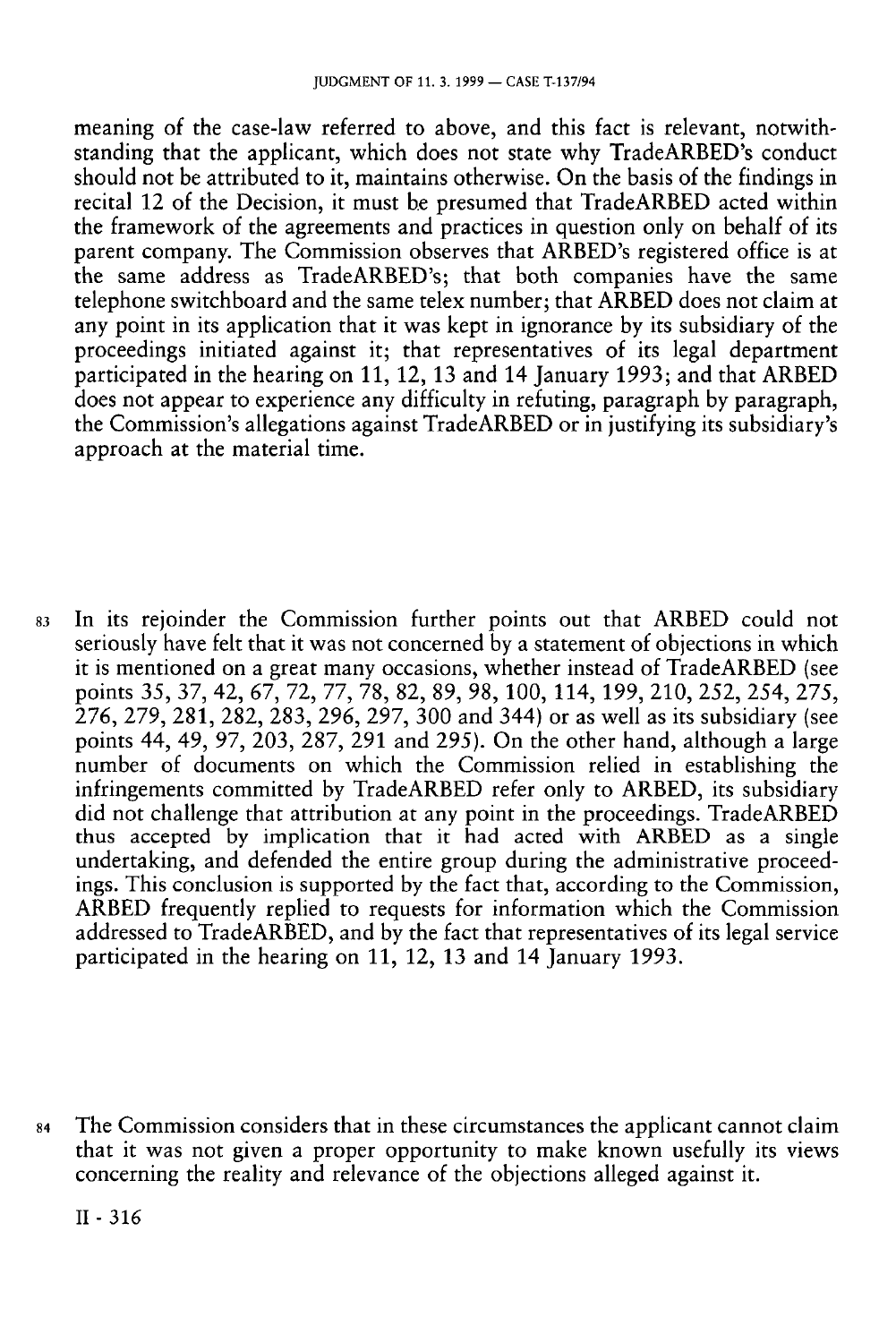meaning of the case-law referred to above, and this fact is relevant, notwithstanding that the applicant, which does not state why TradeARBED's conduct should not be attributed to it, maintains otherwise. On the basis of the findings in recital 12 of the Decision, it must be presumed that TradeARBED acted within the framework of the agreements and practices in question only on behalf of its parent company. The Commission observes that ARBED's registered office is at the same address as TradeARBED's; that both companies have the same telephone switchboard and the same telex number; that ARBED does not claim at any point in its application that it was kept in ignorance by its subsidiary of the proceedings initiated against it; that representatives of its legal department participated in the hearing on 11, 12, 13 and 14 January 1993; and that ARBED does not appear to experience any difficulty in refuting, paragraph by paragraph, the Commission's allegations against TradeARBED or in justifying its subsidiary's approach at the material time.

83 In its rejoinder the Commission further points out that ARBED could not seriously have felt that it was not concerned by a statement of objections in which it is mentioned on a great many occasions, whether instead of TradeARBED (see points 35, 37, 42, 67, 72, 77, 78, 82, 89, 98, 100, 114, 199, 210, 252, 254, 275, 276, 279, 281, 282, 283, 296, 297, 300 and 344) or as well as its subsidiary (see points 44, 49, 97, 203, 287, 291 and 295). On the other hand, although a large number of documents on which the Commission relied in establishing the infringements committed by TradeARBED refer only to ARBED, its subsidiary did not challenge that attribution at any point in the proceedings. TradeARBED thus accepted by implication that it had acted with ARBED as a single undertaking, and defended the entire group during the administrative proceedings. This conclusion is supported by the fact that, according to the Commission, ARBED frequently replied to requests for information which the Commission addressed to TradeARBED, and by the fact that representatives of its legal service participated in the hearing on 11, 12, 13 and 14 January 1993.

84 The Commission considers that in these circumstances the applicant cannot claim that it was not given a proper opportunity to make known usefully its views concerning the reality and relevance of the objections alleged against it.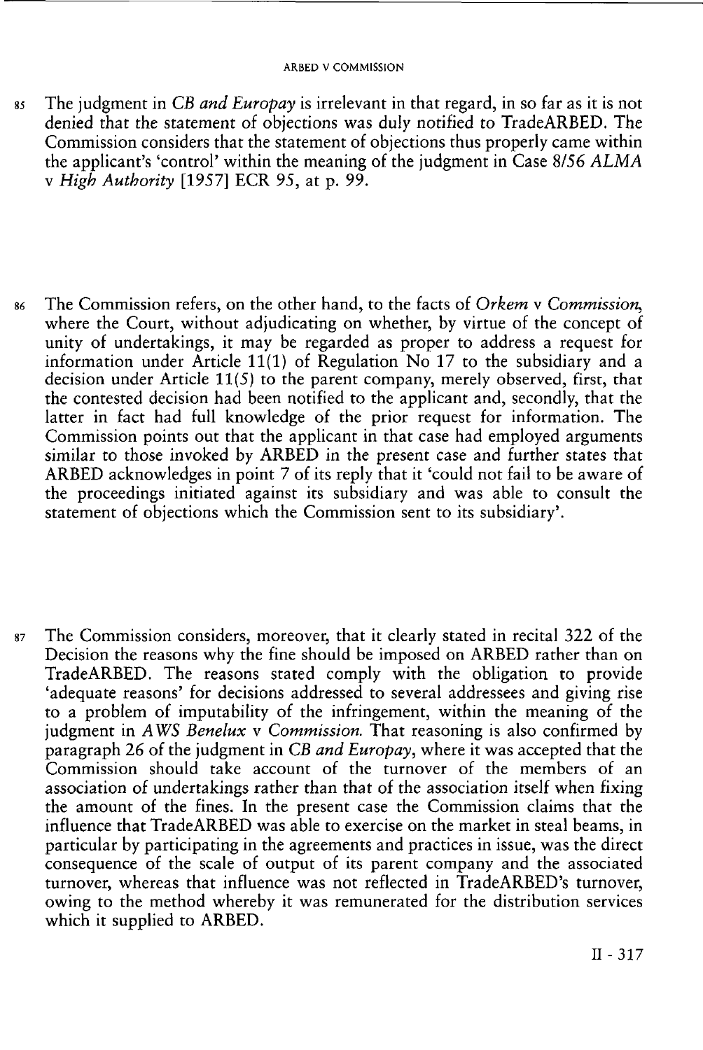85 The judgment in *CB and Europay* is irrelevant in that regard, in so far as it is not denied that the statement of objections was duly notified to TradeARBED. The Commission considers that the statement of objections thus properly came within the applicant's 'control' within the meaning of the judgment in Case 8/56 *ALMA* v *High Authority* [1957] ECR 95, at p. 99.

86 The Commission refers, on the other hand, to the facts of *Orkem* v *Commission*, where the Court, without adjudicating on whether, by virtue of the concept of unity of undertakings, it may be regarded as proper to address a request for information under Article 11(1) of Regulation No 17 to the subsidiary and a decision under Article 11(5) to the parent company, merely observed, first, that the contested decision had been notified to the applicant and, secondly, that the latter in fact had full knowledge of the prior request for information. The Commission points out that the applicant in that case had employed arguments similar to those invoked by ARBED in the present case and further states that ARBED acknowledges in point 7 of its reply that it 'could not fail to be aware of the proceedings initiated against its subsidiary and was able to consult the statement of objections which the Commission sent to its subsidiary'.

87 The Commission considers, moreover, that it clearly stated in recital 322 of the Decision the reasons why the fine should be imposed on ARBED rather than on TradeARBED. The reasons stated comply with the obligation to provide 'adequate reasons' for decisions addressed to several addressees and giving rise to a problem of imputability of the infringement, within the meaning of the judgment in *AWS Benelux* v *Commission*. That reasoning is also confirmed by paragraph 26 of the judgment in *CB and Europay*, where it was accepted that the Commission should take account of the turnover of the members of an association of undertakings rather than that of the association itself when fixing the amount of the fines. In the present case the Commission claims that the influence that TradeARBED was able to exercise on the market in steal beams, in particular by participating in the agreements and practices in issue, was the direct consequence of the scale of output of its parent company and the associated turnover, whereas that influence was not reflected in TradeARBED's turnover, owing to the method whereby it was remunerated for the distribution services which it supplied to ARBED.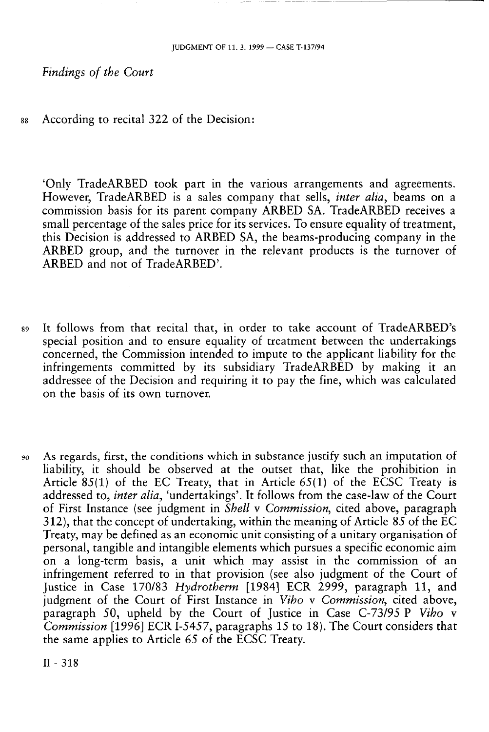*Findings of the Court*

88 According to recital 322 of the Decision:

'Only TradeARBED took part in the various arrangements and agreements. However, TradeARBED is a sales company that sells, *inter alia*, beams on a commission basis for its parent company ARBED SA. TradeARBED receives a small percentage of the sales price for its services. To ensure equality of treatment, this Decision is addressed to ARBED SA, the beams-producing company in the ARBED group, and the turnover in the relevant products is the turnover of ARBED and not of TradeARBED'.

89 It follows from that recital that, in order to take account of TradeARBED's special position and to ensure equality of treatment between the undertakings concerned, the Commission intended to impute to the applicant liability for the infringements committed by its subsidiary TradeARBED by making it an addressee of the Decision and requiring it to pay the fine, which was calculated on the basis of its own turnover.

90 As regards, first, the conditions which in substance justify such an imputation of liability, it should be observed at the outset that, like the prohibition in Article 85(1) of the EC Treaty, that in Article 65(1) of the ECSC Treaty is addressed to, *inter alia*, 'undertakings'. It follows from the case-law of the Court of First Instance (see judgment in *Shell* v *Commission*, cited above, paragraph 312), that the concept of undertaking, within the meaning of Article 85 of the EC Treaty, may be defined as an economic unit consisting of a unitary organisation of personal, tangible and intangible elements which pursues a specific economic aim on a long-term basis, a unit which may assist in the commission of an infringement referred to in that provision (see also judgment of the Court of Justice in Case 170/83 *Hydrotherm* [1984] ECR 2999, paragraph 11, and judgment of the Court of First Instance in *Viho* v *Commission*, cited above, paragraph 50, upheld by the Court of Justice in Case C-73/95 P *Viho* v *Commission* [1996] ECR I-5457, paragraphs 15 to 18). The Court considers that the same applies to Article 65 of the ECSC Treaty.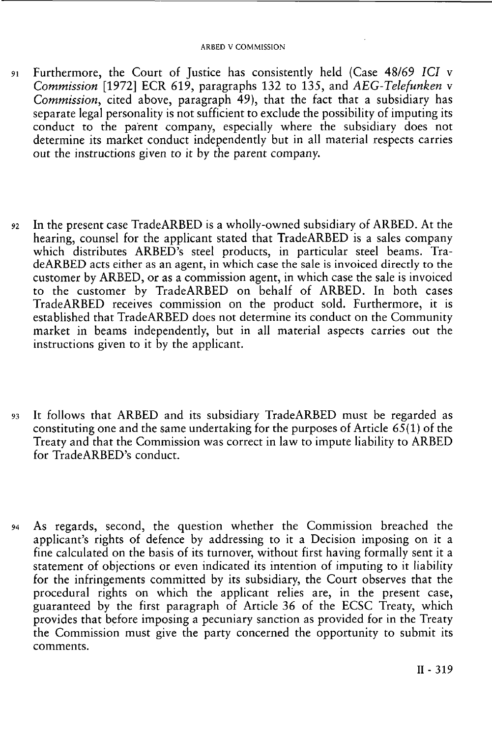91 Furthermore, the Court of Justice has consistently held (Case 48/69 *ICI* v *Commission* [1972] ECR 619, paragraphs 132 to 135, and *AEG-Telefunken* v *Commission*, cited above, paragraph 49), that the fact that a subsidiary has separate legal personality is not sufficient to exclude the possibility of imputing its conduct to the parent company, especially where the subsidiary does not determine its market conduct independently but in all material respects carries out the instructions given to it by the parent company.

92 In the present case TradeARBED is a wholly-owned subsidiary of ARBED. At the hearing, counsel for the applicant stated that TradeARBED is a sales company which distributes ARBED's steel products, in particular steel beams. TradeARBED acts either as an agent, in which case the sale is invoiced directly to the customer by ARBED, or as a commission agent, in which case the sale is invoiced to the customer by TradeARBED on behalf of ARBED. In both cases TradeARBED receives commission on the product sold. Furthermore, it is established that TradeARBED does not determine its conduct on the Community market in beams independently, but in all material aspects carries out the instructions given to it by the applicant.

93 It follows that ARBED and its subsidiary TradeARBED must be regarded as constituting one and the same undertaking for the purposes of Article 65(1) of the Treaty and that the Commission was correct in law to impute liability to ARBED for TradeARBED's conduct.

94 As regards, second, the question whether the Commission breached the applicant's rights of defence by addressing to it a Decision imposing on it a fine calculated on the basis of its turnover, without first having formally sent it a statement of objections or even indicated its intention of imputing to it liability for the infringements committed by its subsidiary, the Court observes that the procedural rights on which the applicant relies are, in the present case, guaranteed by the first paragraph of Article 36 of the ECSC Treaty, which provides that before imposing a pecuniary sanction as provided for in the Treaty the Commission must give the party concerned the opportunity to submit its comments.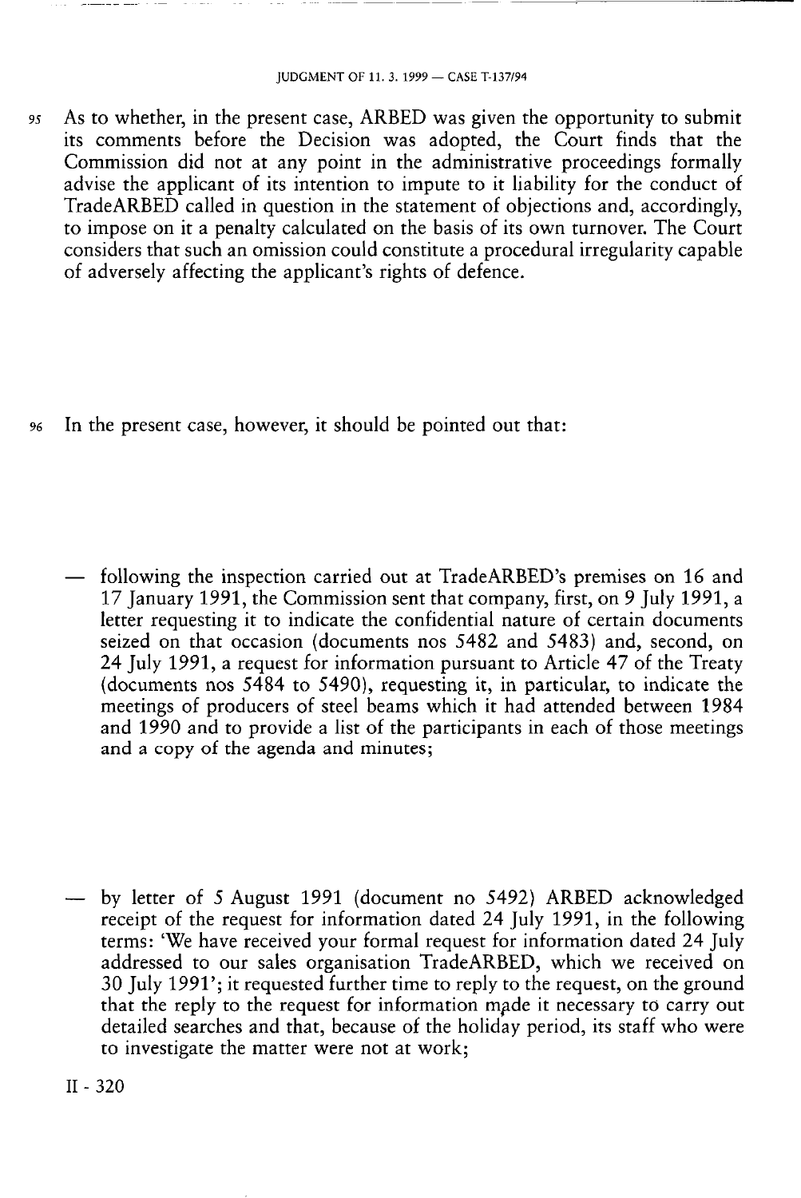95 As to whether, in the present case, ARBED was given the opportunity to submit its comments before the Decision was adopted, the Court finds that the Commission did not at any point in the administrative proceedings formally advise the applicant of its intention to impute to it liability for the conduct of TradeARBED called in question in the statement of objections and, accordingly, to impose on it a penalty calculated on the basis of its own turnover. The Court considers that such an omission could constitute a procedural irregularity capable of adversely affecting the applicant's rights of defence.

96 In the present case, however, it should be pointed out that:

— following the inspection carried out at TradeARBED's premises on 16 and 17 January 1991, the Commission sent that company, first, on 9 July 1991, a letter requesting it to indicate the confidential nature of certain documents seized on that occasion (documents nos 5482 and 5483) and, second, on 24 July 1991, a request for information pursuant to Article 47 of the Treaty (documents nos 5484 to 5490), requesting it, in particular, to indicate the meetings of producers of steel beams which it had attended between 1984 and 1990 and to provide a list of the participants in each of those meetings and a copy of the agenda and minutes;

— by letter of 5 August 1991 (document no 5492) ARBED acknowledged receipt of the request for information dated 24 July 1991, in the following terms: 'We have received your formal request for information dated 24 July addressed to our sales organisation TradeARBED, which we received on 30 July 1991'; it requested further time to reply to the request, on the ground that the reply to the request for information made it necessary to carry out detailed searches and that, because of the holiday period, its staff who were to investigate the matter were not at work;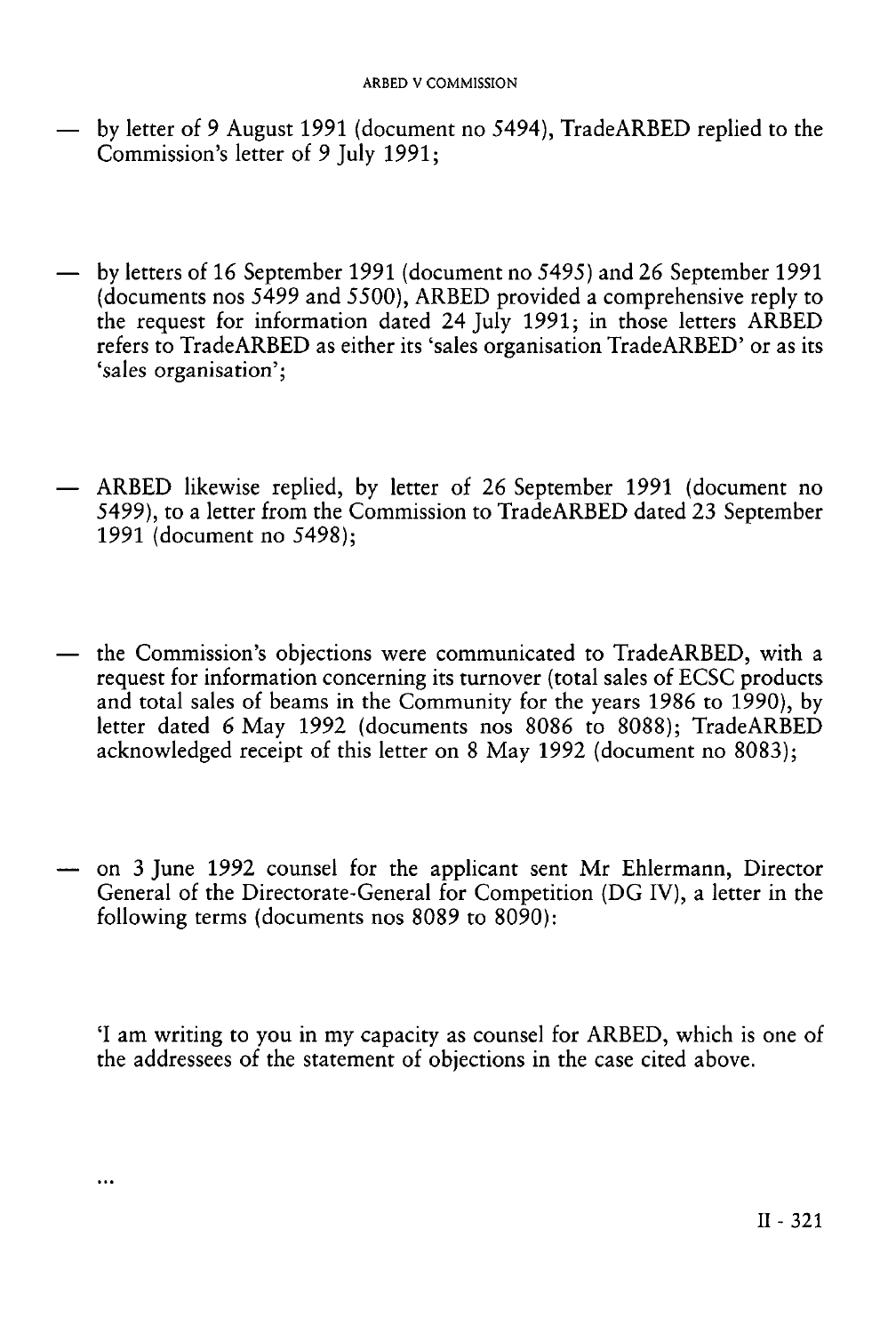— by letter of 9 August 1991 (document no 5494), TradeARBED replied to the Commission's letter of 9 July 1991;

— by letters of 16 September 1991 (document no 5495) and 26 September 1991 (documents nos 5499 and 5500), ARBED provided a comprehensive reply to the request for information dated 24 July 1991; in those letters ARBED refers to TradeARBED as either its 'sales organisation TradeARBED' or as its 'sales organisation';

— ARBED likewise replied, by letter of 26 September 1991 (document no 5499), to a letter from the Commission to TradeARBED dated 23 September 1991 (document no 5498);

— the Commission's objections were communicated to TradeARBED, with a request for information concerning its turnover (total sales of ECSC products and total sales of beams in the Community for the years 1986 to 1990), by letter dated 6 May 1992 (documents nos 8086 to 8088); TradeARBED acknowledged receipt of this letter on 8 May 1992 (document no 8083);

— on 3 June 1992 counsel for the applicant sent Mr Ehlermann, Director General of the Directorate-General for Competition (DG IV), a letter in the following terms (documents nos 8089 to 8090):

'I am writing to you in my capacity as counsel for ARBED, which is one of the addressees of the statement of objections in the case cited above.

...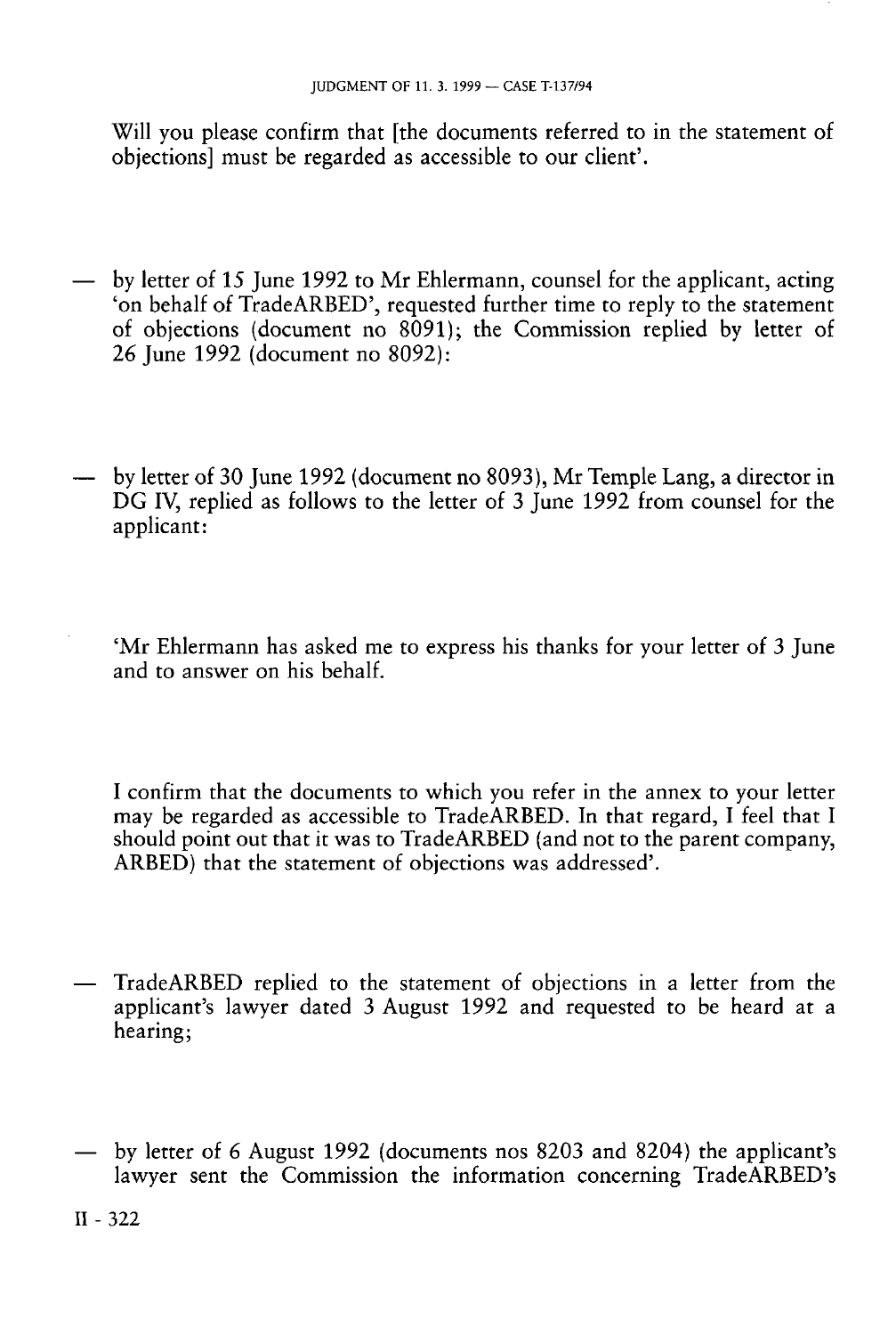Will you please confirm that [the documents referred to in the statement of objections] must be regarded as accessible to our client'.

- by letter of 15 June 1992 to Mr Ehlermann, counsel for the applicant, acting 'on behalf of TradeARBED', requested further time to reply to the statement of objections (document no 8091); the Commission replied by letter of 26 June 1992 (document no 8092):

- by letter of 30 June 1992 (document no 8093), Mr Temple Lang, a director in DG IV, replied as follows to the letter of 3 June 1992 from counsel for the applicant:

  'Mr Ehlermann has asked me to express his thanks for your letter of 3 June and to answer on his behalf.

  I confirm that the documents to which you refer in the annex to your letter may be regarded as accessible to TradeARBED. In that regard, I feel that I should point out that it was to TradeARBED (and not to the parent company, ARBED) that the statement of objections was addressed'.

- TradeARBED replied to the statement of objections in a letter from the applicant's lawyer dated 3 August 1992 and requested to be heard at a hearing;

- by letter of 6 August 1992 (documents nos 8203 and 8204) the applicant's lawyer sent the Commission the information concerning TradeARBED's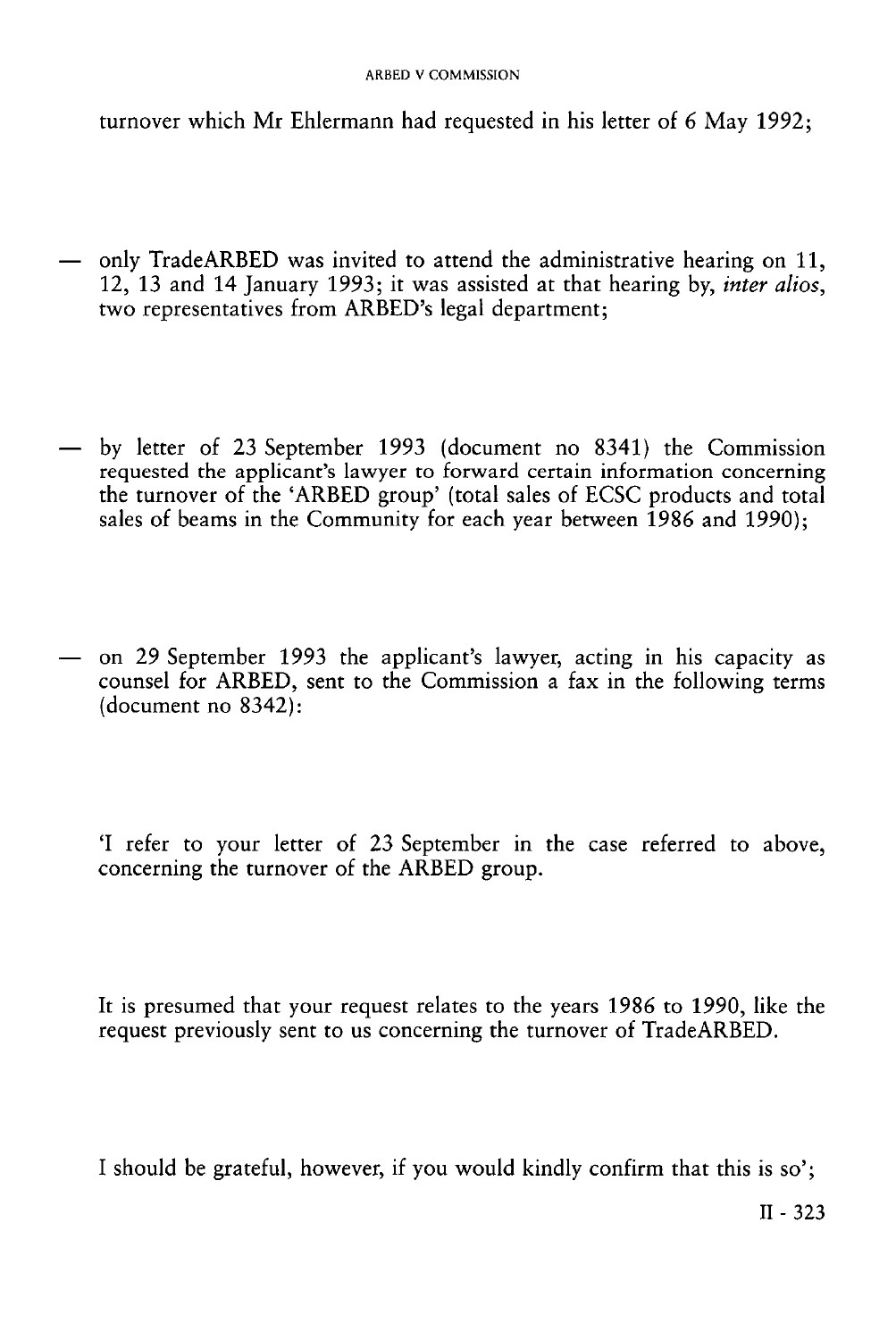turnover which Mr Ehlermann had requested in his letter of 6 May 1992;

— only TradeARBED was invited to attend the administrative hearing on 11, 12, 13 and 14 January 1993; it was assisted at that hearing by, *inter alios*, two representatives from ARBED's legal department;

— by letter of 23 September 1993 (document no 8341) the Commission requested the applicant's lawyer to forward certain information concerning the turnover of the 'ARBED group' (total sales of ECSC products and total sales of beams in the Community for each year between 1986 and 1990);

— on 29 September 1993 the applicant's lawyer, acting in his capacity as counsel for ARBED, sent to the Commission a fax in the following terms (document no 8342):

'I refer to your letter of 23 September in the case referred to above, concerning the turnover of the ARBED group.

It is presumed that your request relates to the years 1986 to 1990, like the request previously sent to us concerning the turnover of TradeARBED.

I should be grateful, however, if you would kindly confirm that this is so';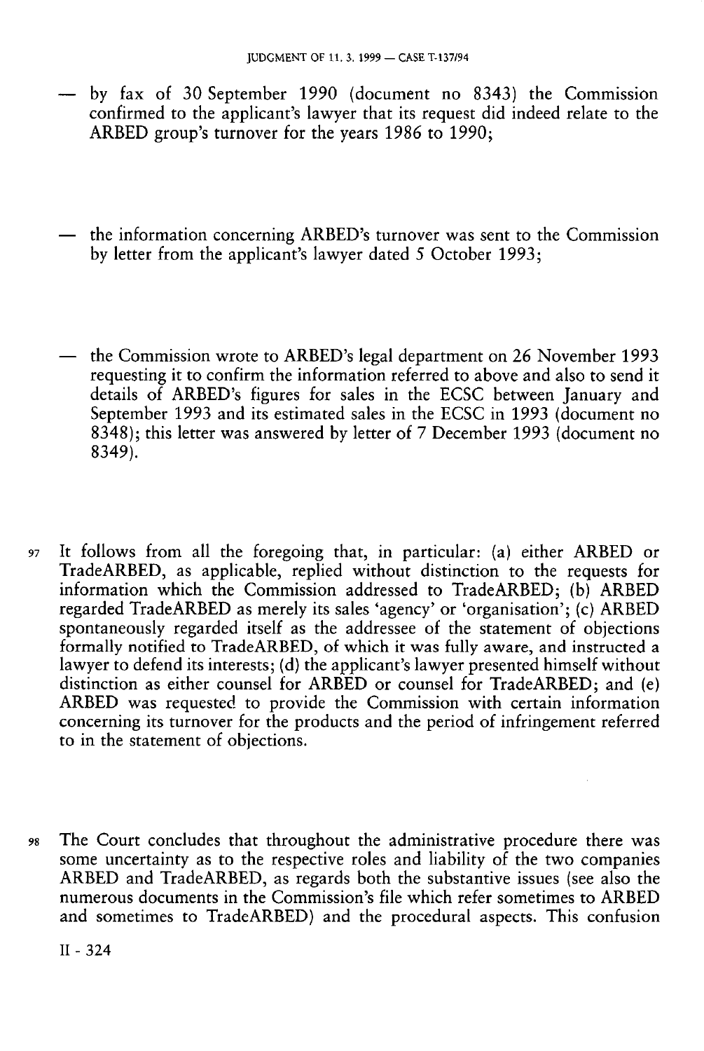— by fax of 30 September 1990 (document no 8343) the Commission confirmed to the applicant's lawyer that its request did indeed relate to the ARBED group's turnover for the years 1986 to 1990;

— the information concerning ARBED's turnover was sent to the Commission by letter from the applicant's lawyer dated 5 October 1993;

— the Commission wrote to ARBED's legal department on 26 November 1993 requesting it to confirm the information referred to above and also to send it details of ARBED's figures for sales in the ECSC between January and September 1993 and its estimated sales in the ECSC in 1993 (document no 8348); this letter was answered by letter of 7 December 1993 (document no 8349).

97 It follows from all the foregoing that, in particular: (a) either ARBED or TradeARBED, as applicable, replied without distinction to the requests for information which the Commission addressed to TradeARBED; (b) ARBED regarded TradeARBED as merely its sales 'agency' or 'organisation'; (c) ARBED spontaneously regarded itself as the addressee of the statement of objections formally notified to TradeARBED, of which it was fully aware, and instructed a lawyer to defend its interests; (d) the applicant's lawyer presented himself without distinction as either counsel for ARBED or counsel for TradeARBED; and (e) ARBED was requested to provide the Commission with certain information concerning its turnover for the products and the period of infringement referred to in the statement of objections.

98 The Court concludes that throughout the administrative procedure there was some uncertainty as to the respective roles and liability of the two companies ARBED and TradeARBED, as regards both the substantive issues (see also the numerous documents in the Commission's file which refer sometimes to ARBED and sometimes to TradeARBED) and the procedural aspects. This confusion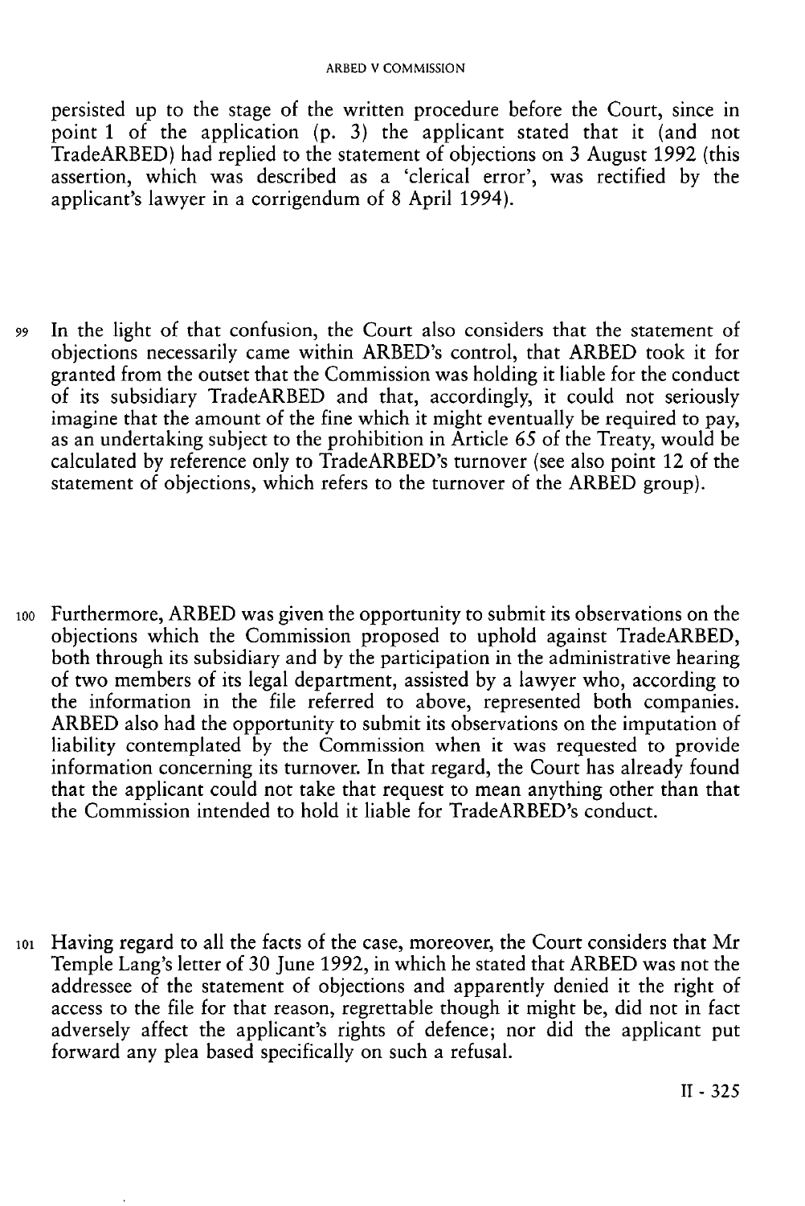persisted up to the stage of the written procedure before the Court, since in point 1 of the application (p. 3) the applicant stated that it (and not TradeARBED) had replied to the statement of objections on 3 August 1992 (this assertion, which was described as a 'clerical error', was rectified by the applicant's lawyer in a corrigendum of 8 April 1994).

99 In the light of that confusion, the Court also considers that the statement of objections necessarily came within ARBED's control, that ARBED took it for granted from the outset that the Commission was holding it liable for the conduct of its subsidiary TradeARBED and that, accordingly, it could not seriously imagine that the amount of the fine which it might eventually be required to pay, as an undertaking subject to the prohibition in Article 65 of the Treaty, would be calculated by reference only to TradeARBED's turnover (see also point 12 of the statement of objections, which refers to the turnover of the ARBED group).

100 Furthermore, ARBED was given the opportunity to submit its observations on the objections which the Commission proposed to uphold against TradeARBED, both through its subsidiary and by the participation in the administrative hearing of two members of its legal department, assisted by a lawyer who, according to the information in the file referred to above, represented both companies. ARBED also had the opportunity to submit its observations on the imputation of liability contemplated by the Commission when it was requested to provide information concerning its turnover. In that regard, the Court has already found that the applicant could not take that request to mean anything other than that the Commission intended to hold it liable for TradeARBED's conduct.

101 Having regard to all the facts of the case, moreover, the Court considers that Mr Temple Lang's letter of 30 June 1992, in which he stated that ARBED was not the addressee of the statement of objections and apparently denied it the right of access to the file for that reason, regrettable though it might be, did not in fact adversely affect the applicant's rights of defence; nor did the applicant put forward any plea based specifically on such a refusal.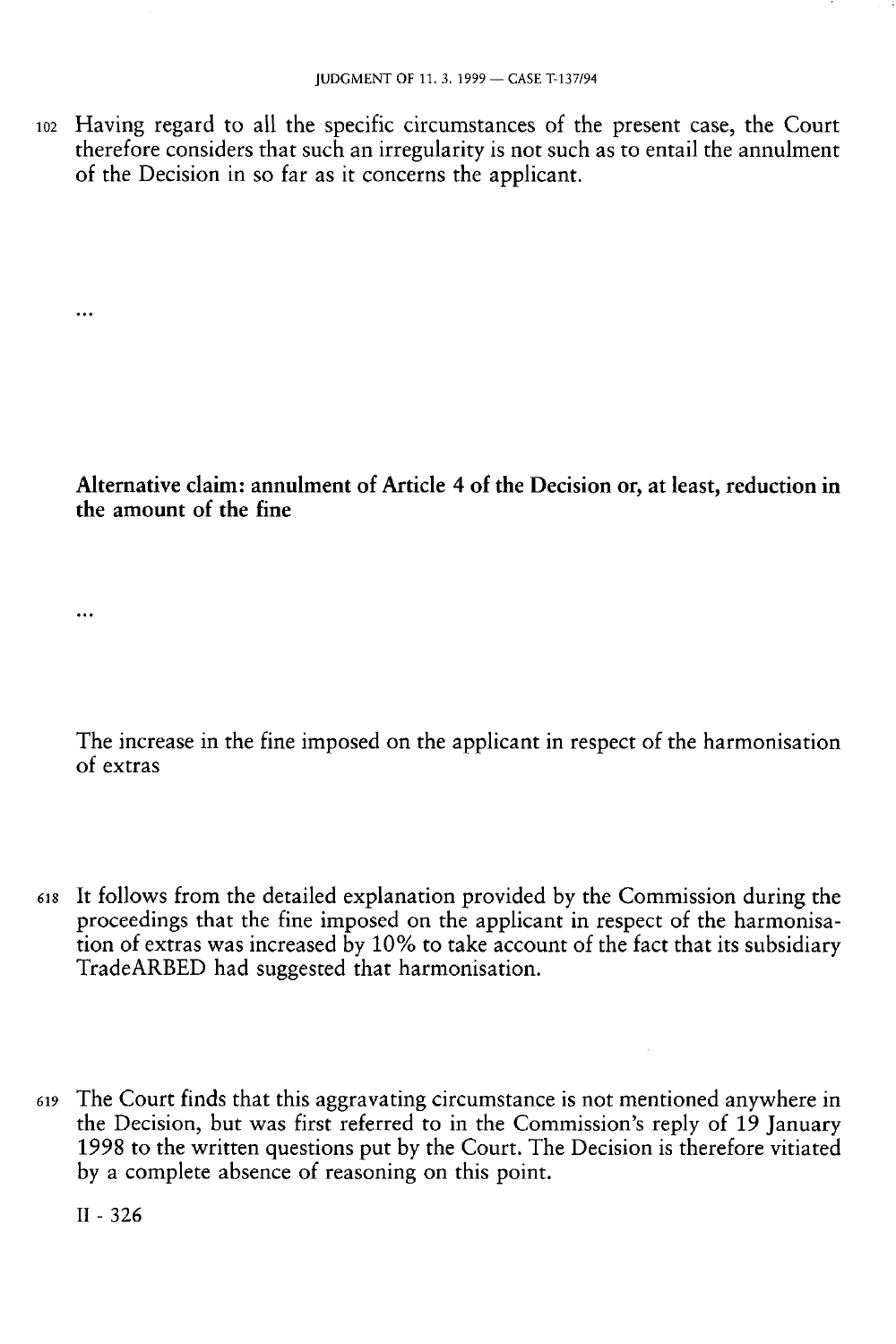102 Having regard to all the specific circumstances of the present case, the Court therefore considers that such an irregularity is not such as to entail the annulment of the Decision in so far as it concerns the applicant.

...

**Alternative claim: annulment of Article 4 of the Decision or, at least, reduction in the amount of the fine**

...

The increase in the fine imposed on the applicant in respect of the harmonisation of extras

618 It follows from the detailed explanation provided by the Commission during the proceedings that the fine imposed on the applicant in respect of the harmonisation of extras was increased by 10% to take account of the fact that its subsidiary TradeARBED had suggested that harmonisation.

619 The Court finds that this aggravating circumstance is not mentioned anywhere in the Decision, but was first referred to in the Commission's reply of 19 January 1998 to the written questions put by the Court. The Decision is therefore vitiated by a complete absence of reasoning on this point.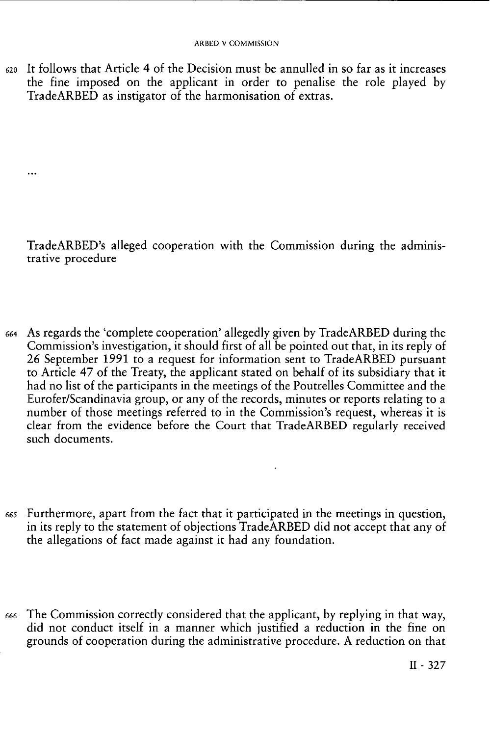620 It follows that Article 4 of the Decision must be annulled in so far as it increases the fine imposed on the applicant in order to penalise the role played by TradeARBED as instigator of the harmonisation of extras.

...

TradeARBED's alleged cooperation with the Commission during the administrative procedure

664 As regards the 'complete cooperation' allegedly given by TradeARBED during the Commission's investigation, it should first of all be pointed out that, in its reply of 26 September 1991 to a request for information sent to TradeARBED pursuant to Article 47 of the Treaty, the applicant stated on behalf of its subsidiary that it had no list of the participants in the meetings of the Poutrelles Committee and the Eurofer/Scandinavia group, or any of the records, minutes or reports relating to a number of those meetings referred to in the Commission's request, whereas it is clear from the evidence before the Court that TradeARBED regularly received such documents.

665 Furthermore, apart from the fact that it participated in the meetings in question, in its reply to the statement of objections TradeARBED did not accept that any of the allegations of fact made against it had any foundation.

666 The Commission correctly considered that the applicant, by replying in that way, did not conduct itself in a manner which justified a reduction in the fine on grounds of cooperation during the administrative procedure. A reduction on that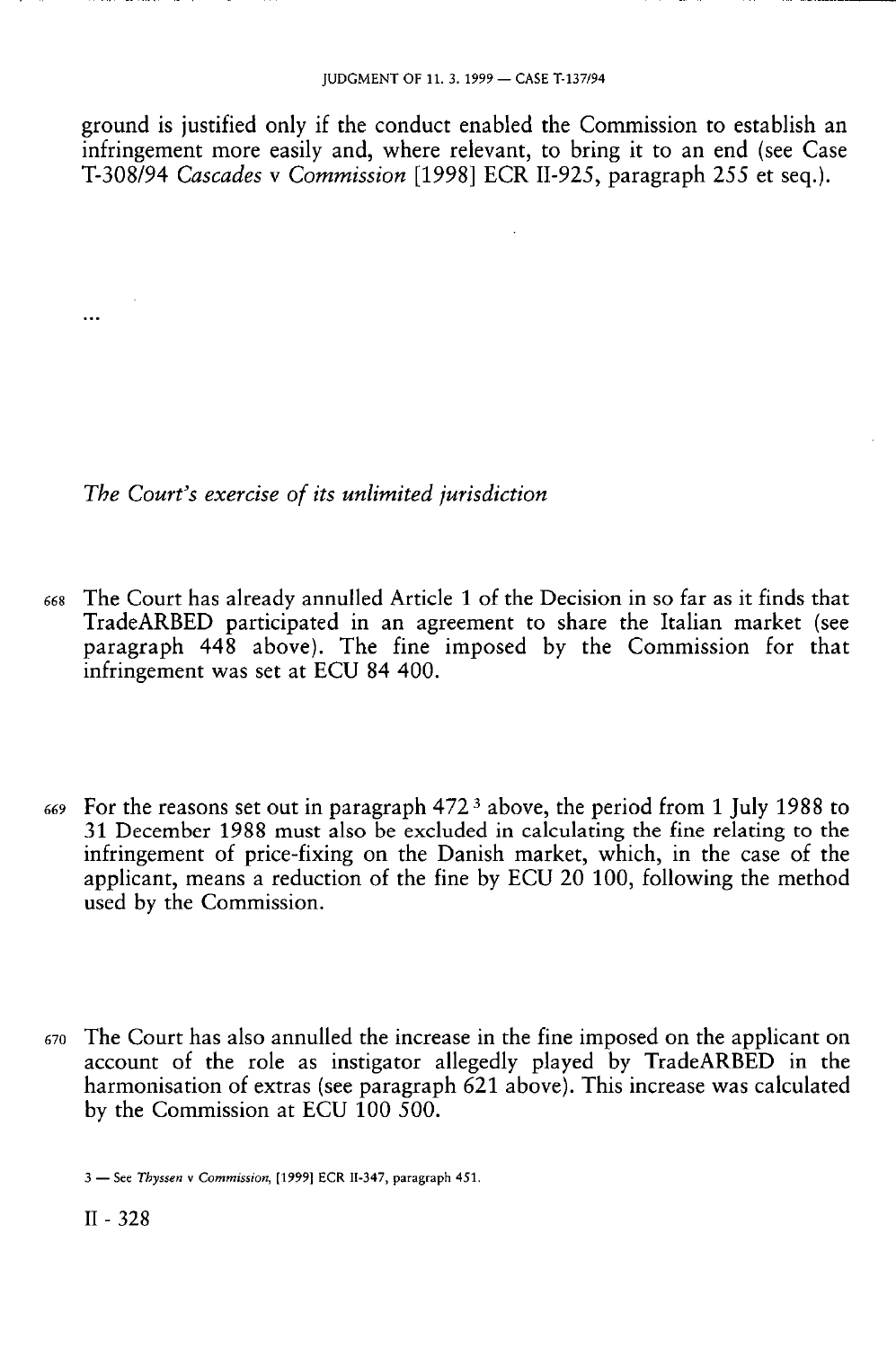ground is justified only if the conduct enabled the Commission to establish an infringement more easily and, where relevant, to bring it to an end (see Case T-308/94 *Cascades* v *Commission* [1998] ECR II-925, paragraph 255 et seq.).

...

*The Court's exercise of its unlimited jurisdiction*

668 The Court has already annulled Article 1 of the Decision in so far as it finds that TradeARBED participated in an agreement to share the Italian market (see paragraph 448 above). The fine imposed by the Commission for that infringement was set at ECU 84 400.

669 For the reasons set out in paragraph 472 [3] above, the period from 1 July 1988 to 31 December 1988 must also be excluded in calculating the fine relating to the infringement of price-fixing on the Danish market, which, in the case of the applicant, means a reduction of the fine by ECU 20 100, following the method used by the Commission.

670 The Court has also annulled the increase in the fine imposed on the applicant on account of the role as instigator allegedly played by TradeARBED in the harmonisation of extras (see paragraph 621 above). This increase was calculated by the Commission at ECU 100 500.

3 — See *Thyssen* v *Commission*, [1999] ECR II-347, paragraph 451.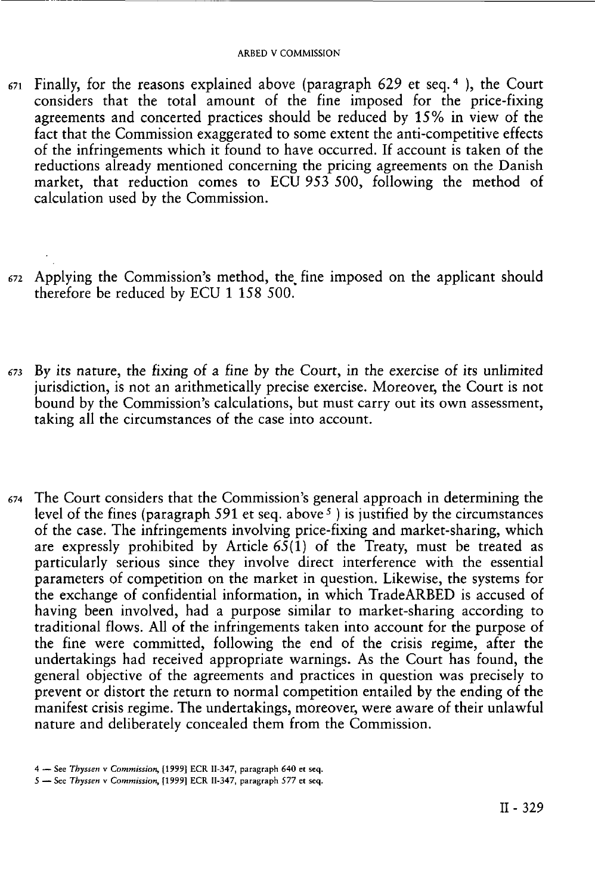671 Finally, for the reasons explained above (paragraph 629 et seq. [4] ), the Court considers that the total amount of the fine imposed for the price-fixing agreements and concerted practices should be reduced by 15% in view of the fact that the Commission exaggerated to some extent the anti-competitive effects of the infringements which it found to have occurred. If account is taken of the reductions already mentioned concerning the pricing agreements on the Danish market, that reduction comes to ECU 953 500, following the method of calculation used by the Commission.

672 Applying the Commission's method, the fine imposed on the applicant should therefore be reduced by ECU 1 158 500.

673 By its nature, the fixing of a fine by the Court, in the exercise of its unlimited jurisdiction, is not an arithmetically precise exercise. Moreover, the Court is not bound by the Commission's calculations, but must carry out its own assessment, taking all the circumstances of the case into account.

674 The Court considers that the Commission's general approach in determining the level of the fines (paragraph 591 et seq. above [5] ) is justified by the circumstances of the case. The infringements involving price-fixing and market-sharing, which are expressly prohibited by Article 65(1) of the Treaty, must be treated as particularly serious since they involve direct interference with the essential parameters of competition on the market in question. Likewise, the systems for the exchange of confidential information, in which TradeARBED is accused of having been involved, had a purpose similar to market-sharing according to traditional flows. All of the infringements taken into account for the purpose of the fine were committed, following the end of the crisis regime, after the undertakings had received appropriate warnings. As the Court has found, the general objective of the agreements and practices in question was precisely to prevent or distort the return to normal competition entailed by the ending of the manifest crisis regime. The undertakings, moreover, were aware of their unlawful nature and deliberately concealed them from the Commission.

4 — See *Thyssen* v *Commission*, [1999] ECR II-347, paragraph 640 et seq.

5 — See *Thyssen* v *Commission*, [1999] ECR II-347, paragraph 577 et seq.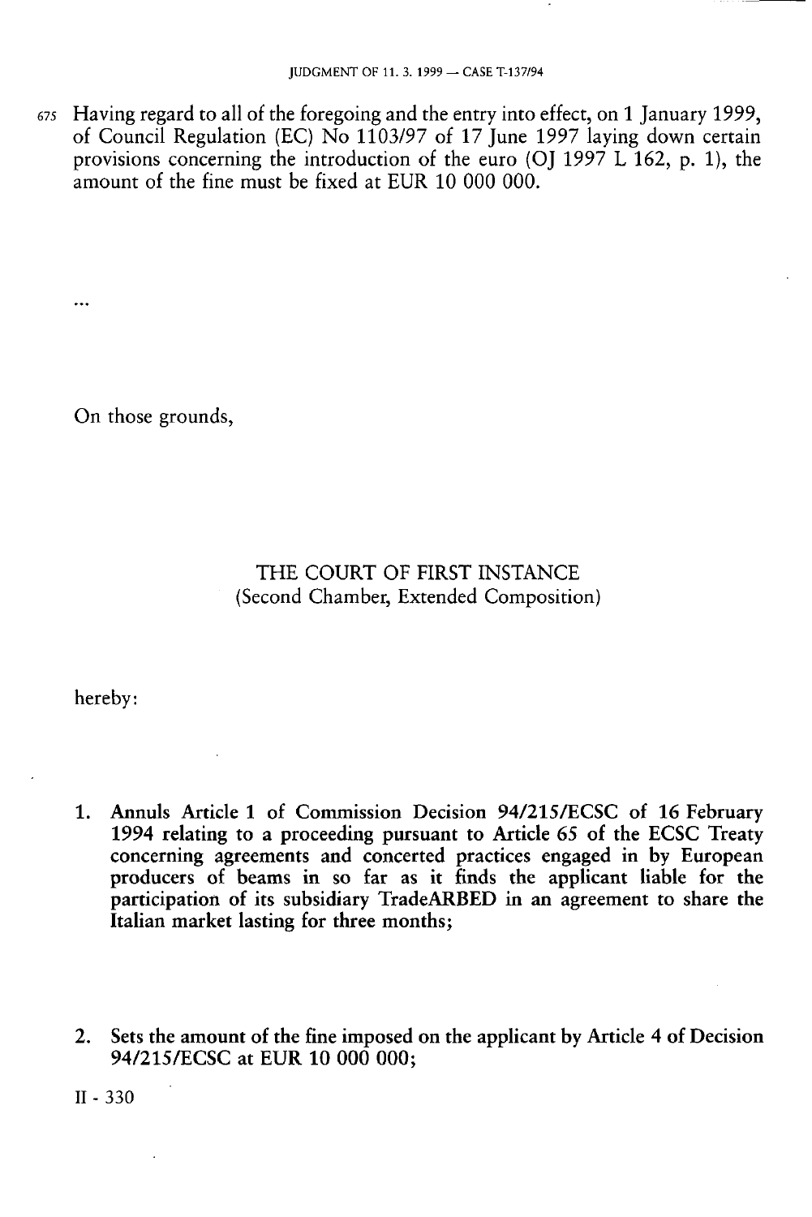675 Having regard to all of the foregoing and the entry into effect, on 1 January 1999, of Council Regulation (EC) No 1103/97 of 17 June 1997 laying down certain provisions concerning the introduction of the euro (OJ 1997 L 162, p. 1), the amount of the fine must be fixed at EUR 10 000 000.

...

On those grounds,

THE COURT OF FIRST INSTANCE
(Second Chamber, Extended Composition)

hereby:

1. **Annuls Article 1 of Commission Decision 94/215/ECSC of 16 February 1994 relating to a proceeding pursuant to Article 65 of the ECSC Treaty concerning agreements and concerted practices engaged in by European producers of beams in so far as it finds the applicant liable for the participation of its subsidiary TradeARBED in an agreement to share the Italian market lasting for three months;**

2. **Sets the amount of the fine imposed on the applicant by Article 4 of Decision 94/215/ECSC at EUR 10 000 000;**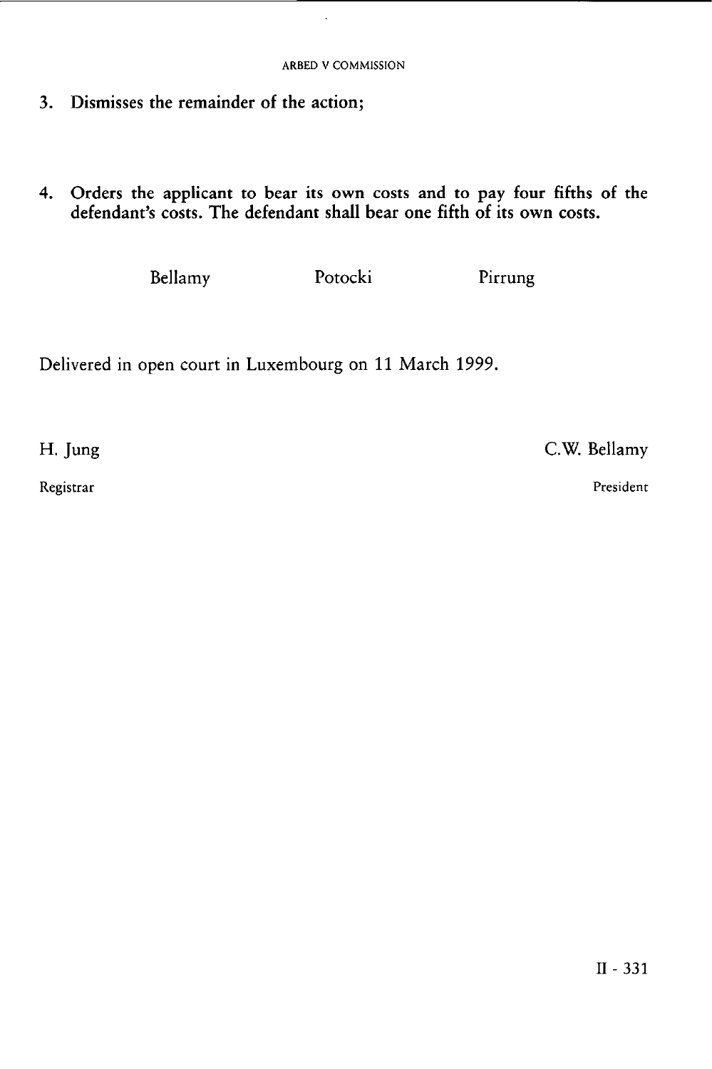**3. Dismisses the remainder of the action;**

**4. Orders the applicant to bear its own costs and to pay four fifths of the defendant's costs. The defendant shall bear one fifth of its own costs.**

Bellamy Potocki Pirrung

Delivered in open court in Luxembourg on 11 March 1999.

H. Jung — Registrar

C.W. Bellamy — President